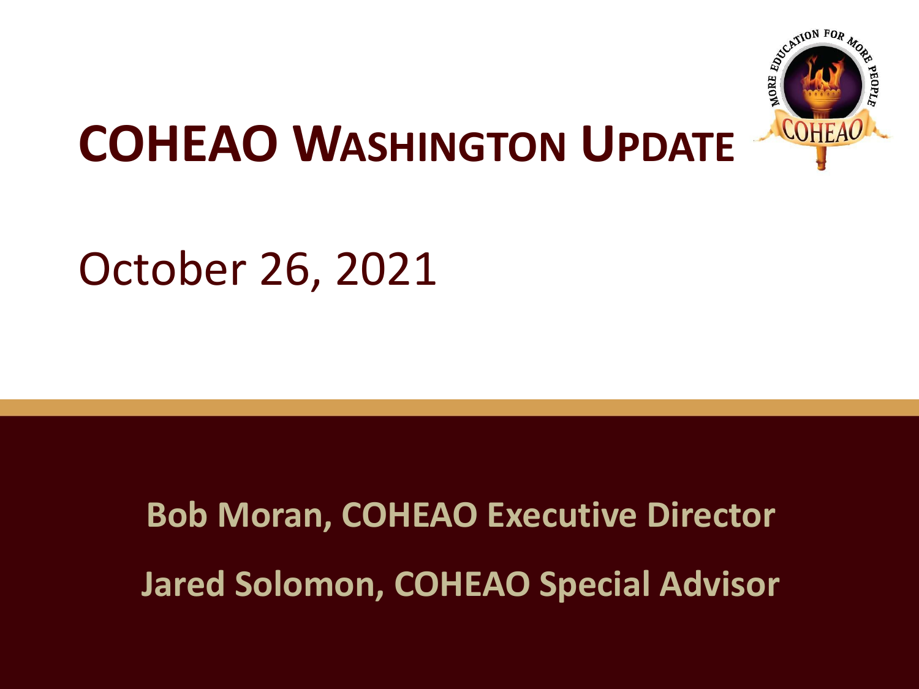# COHEAO Washington Update

October 26, 2021

**Bob Moran, COHEAO Executive Director**

**Jared Solomon, COHEAO Special Advisor**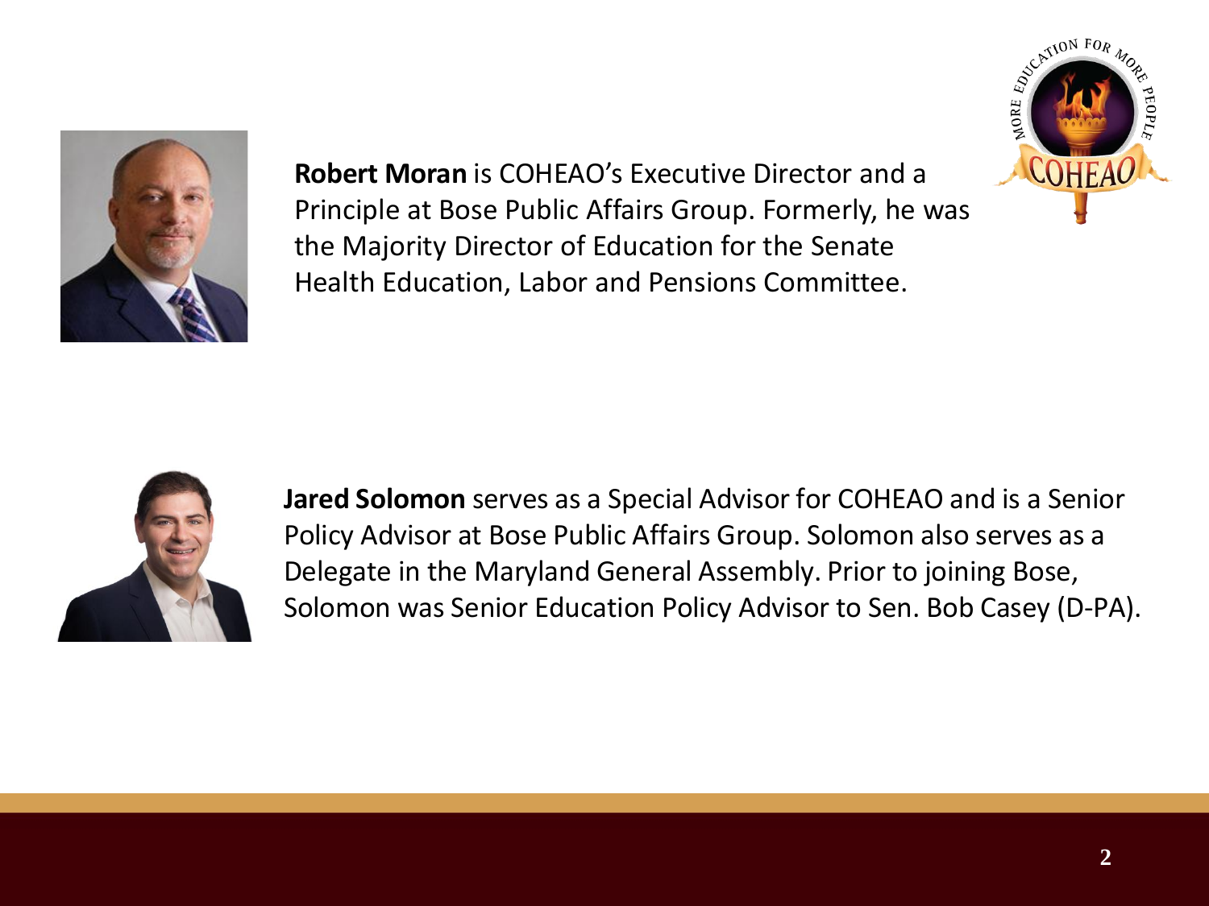**Robert Moran** is COHEAO's Executive Director and a Principle at Bose Public Affairs Group. Formerly, he was the Majority Director of Education for the Senate Health Education, Labor and Pensions Committee.

**Jared Solomon** serves as a Special Advisor for COHEAO and is a Senior Policy Advisor at Bose Public Affairs Group. Solomon also serves as a Delegate in the Maryland General Assembly. Prior to joining Bose, Solomon was Senior Education Policy Advisor to Sen. Bob Casey (D-PA).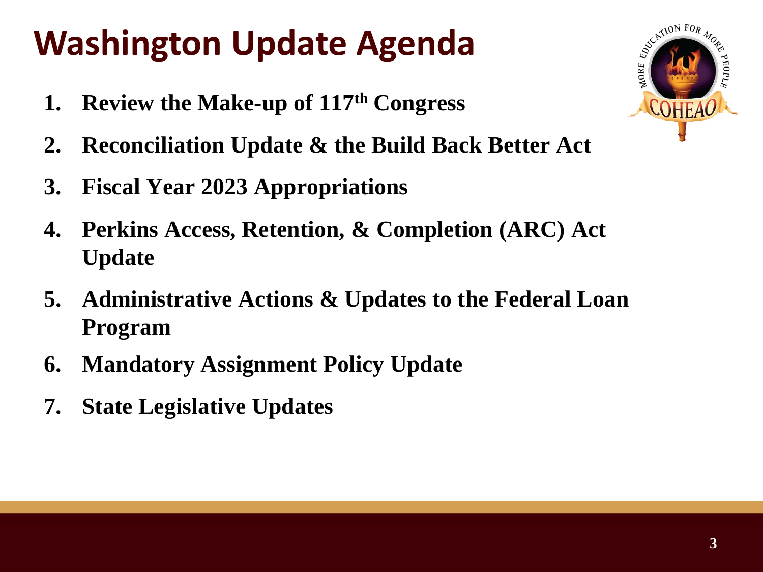# Washington Update Agenda

1. **Review the Make-up of 117th Congress**
2. **Reconciliation Update & the Build Back Better Act**
3. **Fiscal Year 2023 Appropriations**
4. **Perkins Access, Retention, & Completion (ARC) Act Update**
5. **Administrative Actions & Updates to the Federal Loan Program**
6. **Mandatory Assignment Policy Update**
7. **State Legislative Updates**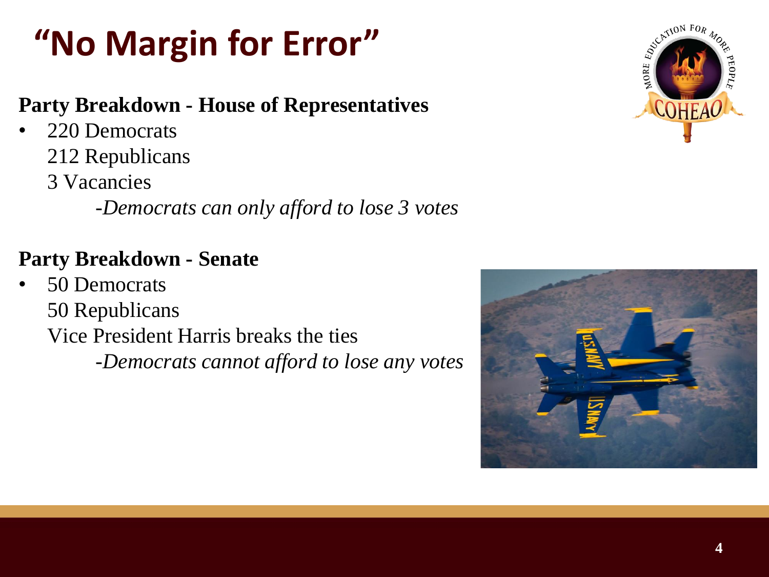# "No Margin for Error"

**Party Breakdown - House of Representatives**

- 220 Democrats
  212 Republicans
  3 Vacancies
  - *Democrats can only afford to lose 3 votes*

**Party Breakdown - Senate**

- 50 Democrats
  50 Republicans
  Vice President Harris breaks the ties
  - *Democrats cannot afford to lose any votes*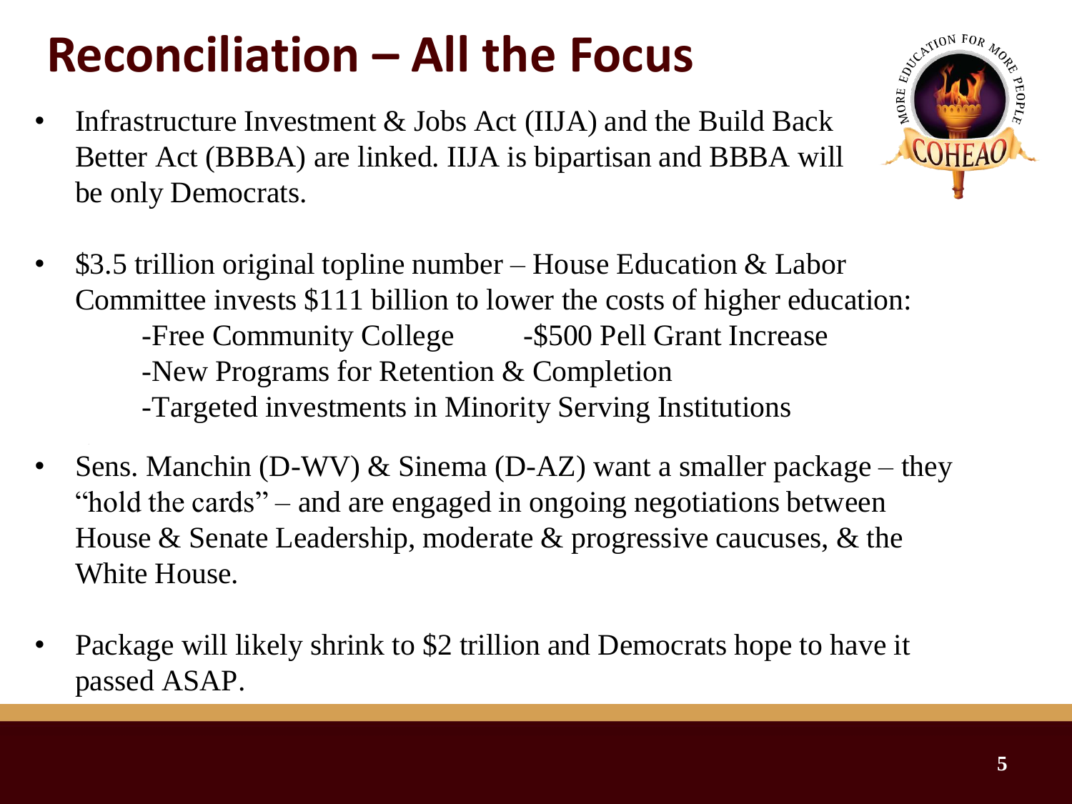# Reconciliation – All the Focus

- Infrastructure Investment & Jobs Act (IIJA) and the Build Back Better Act (BBBA) are linked. IIJA is bipartisan and BBBA will be only Democrats.

- $3.5 trillion original topline number – House Education & Labor Committee invests $111 billion to lower the costs of higher education:
  - -Free Community College
  - -$500 Pell Grant Increase
  - -New Programs for Retention & Completion
  - -Targeted investments in Minority Serving Institutions

- Sens. Manchin (D-WV) & Sinema (D-AZ) want a smaller package – they "hold the cards" – and are engaged in ongoing negotiations between House & Senate Leadership, moderate & progressive caucuses, & the White House.

- Package will likely shrink to $2 trillion and Democrats hope to have it passed ASAP.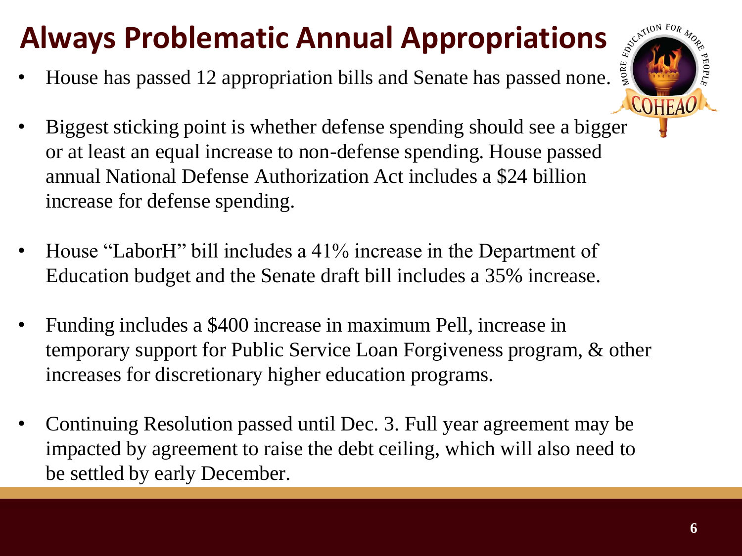# Always Problematic Annual Appropriations

- House has passed 12 appropriation bills and Senate has passed none.
- Biggest sticking point is whether defense spending should see a bigger or at least an equal increase to non-defense spending. House passed annual National Defense Authorization Act includes a $24 billion increase for defense spending.
- House "LaborH" bill includes a 41% increase in the Department of Education budget and the Senate draft bill includes a 35% increase.
- Funding includes a $400 increase in maximum Pell, increase in temporary support for Public Service Loan Forgiveness program, & other increases for discretionary higher education programs.
- Continuing Resolution passed until Dec. 3. Full year agreement may be impacted by agreement to raise the debt ceiling, which will also need to be settled by early December.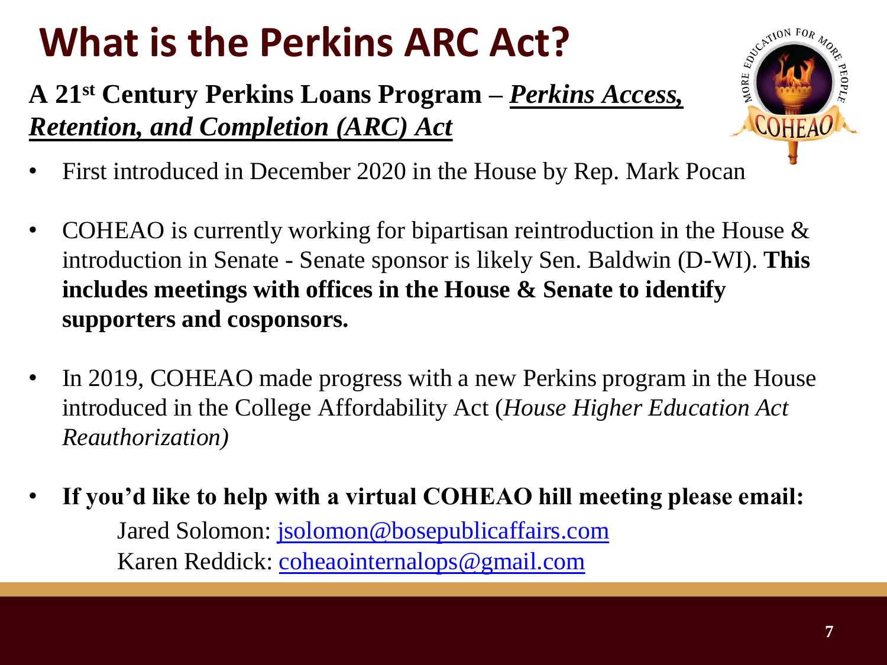# What is the Perkins ARC Act?

**A 21st Century Perkins Loans Program – *Perkins Access, Retention, and Completion (ARC) Act***

- First introduced in December 2020 in the House by Rep. Mark Pocan
- COHEAO is currently working for bipartisan reintroduction in the House & introduction in Senate - Senate sponsor is likely Sen. Baldwin (D-WI). **This includes meetings with offices in the House & Senate to identify supporters and cosponsors.**
- In 2019, COHEAO made progress with a new Perkins program in the House introduced in the College Affordability Act (*House Higher Education Act Reauthorization)*
- **If you'd like to help with a virtual COHEAO hill meeting please email:**

  Jared Solomon: jsolomon@bosepublicaffairs.com

  Karen Reddick: coheaointernalops@gmail.com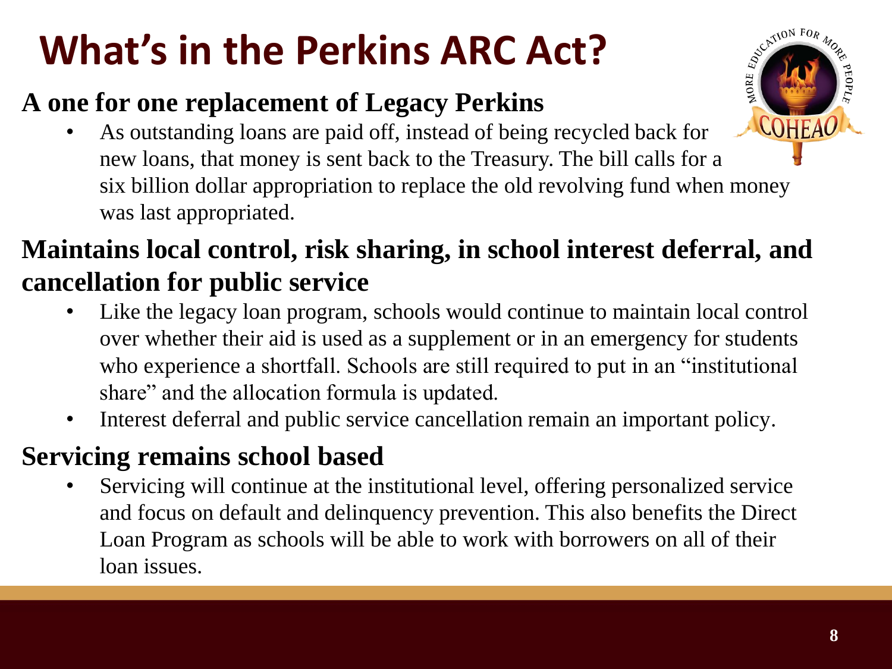# What's in the Perkins ARC Act?

## A one for one replacement of Legacy Perkins

- As outstanding loans are paid off, instead of being recycled back for new loans, that money is sent back to the Treasury. The bill calls for a six billion dollar appropriation to replace the old revolving fund when money was last appropriated.

## Maintains local control, risk sharing, in school interest deferral, and cancellation for public service

- Like the legacy loan program, schools would continue to maintain local control over whether their aid is used as a supplement or in an emergency for students who experience a shortfall. Schools are still required to put in an "institutional share" and the allocation formula is updated.
- Interest deferral and public service cancellation remain an important policy.

## Servicing remains school based

- Servicing will continue at the institutional level, offering personalized service and focus on default and delinquency prevention. This also benefits the Direct Loan Program as schools will be able to work with borrowers on all of their loan issues.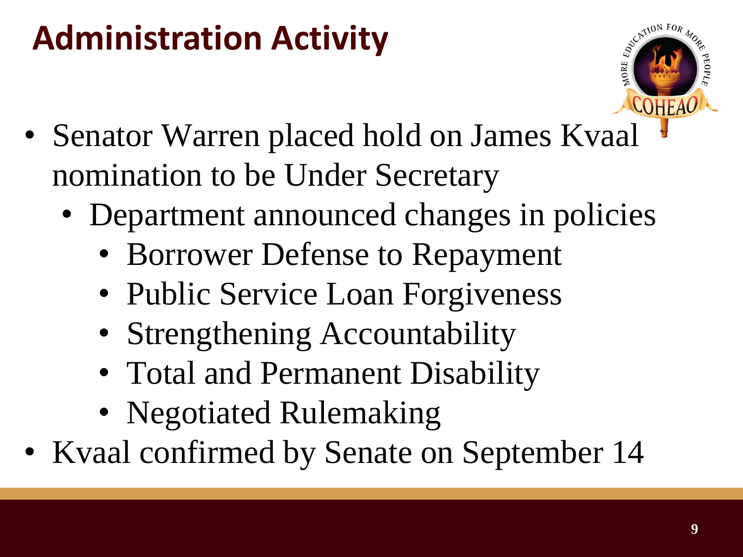# Administration Activity

- Senator Warren placed hold on James Kvaal nomination to be Under Secretary
  - Department announced changes in policies
    - Borrower Defense to Repayment
    - Public Service Loan Forgiveness
    - Strengthening Accountability
    - Total and Permanent Disability
    - Negotiated Rulemaking
- Kvaal confirmed by Senate on September 14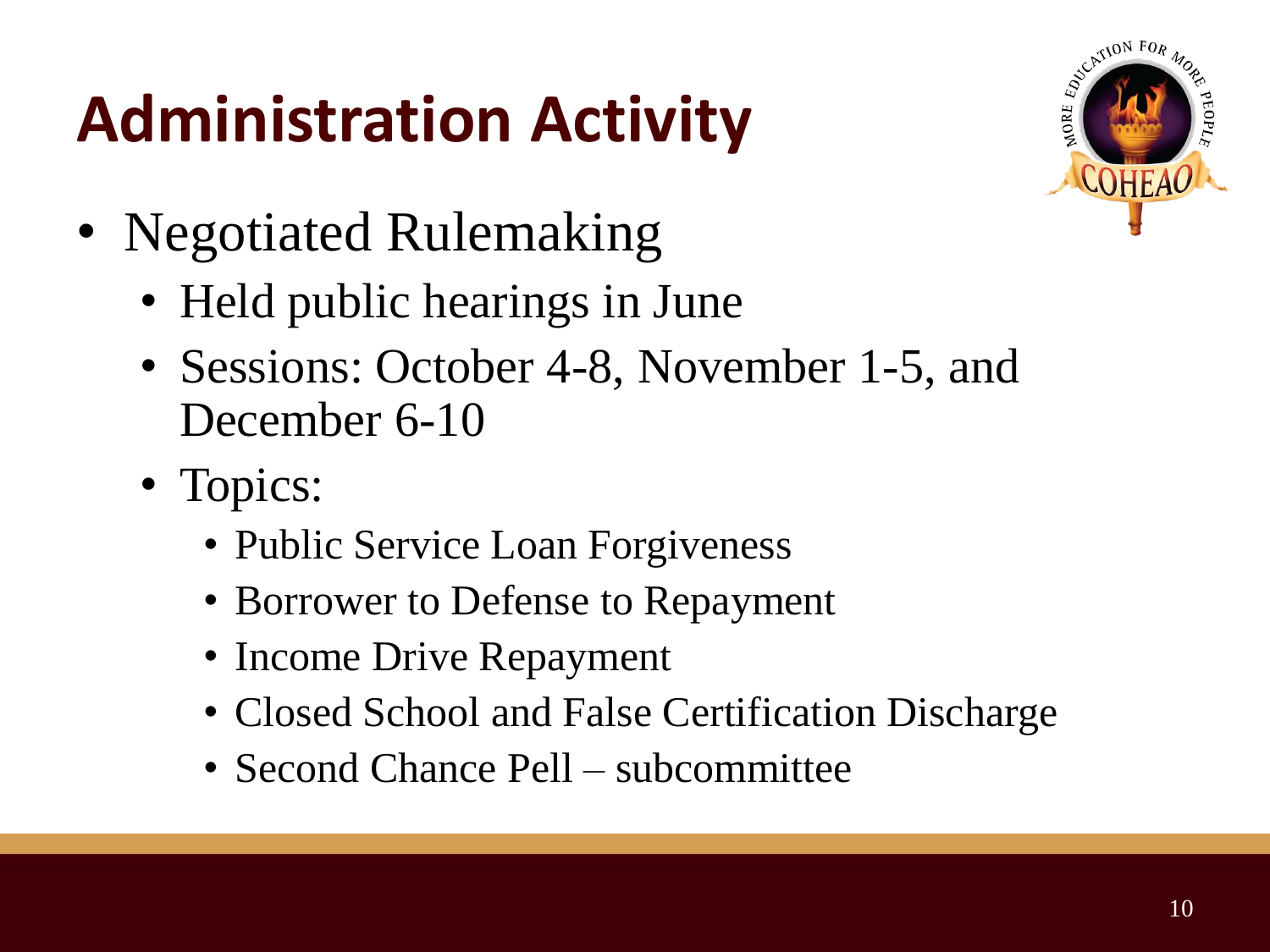# Administration Activity

- Negotiated Rulemaking
  - Held public hearings in June
  - Sessions: October 4-8, November 1-5, and December 6-10
  - Topics:
    - Public Service Loan Forgiveness
    - Borrower to Defense to Repayment
    - Income Drive Repayment
    - Closed School and False Certification Discharge
    - Second Chance Pell – subcommittee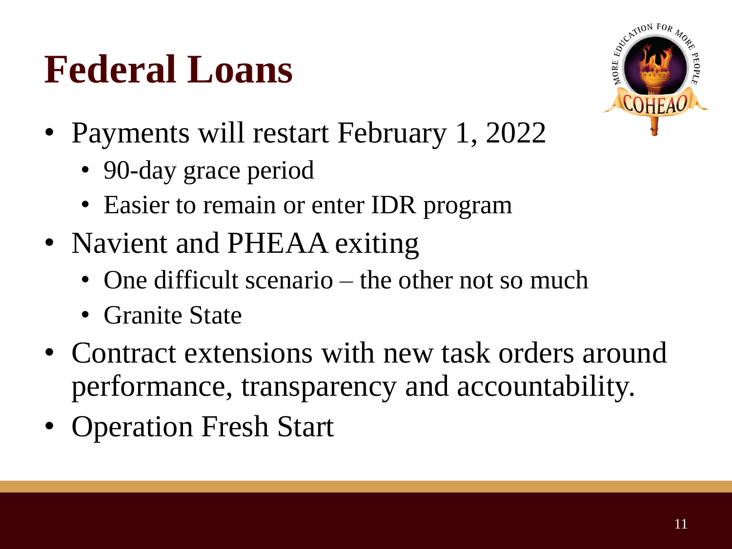# Federal Loans

- Payments will restart February 1, 2022
  - 90-day grace period
  - Easier to remain or enter IDR program
- Navient and PHEAA exiting
  - One difficult scenario – the other not so much
  - Granite State
- Contract extensions with new task orders around performance, transparency and accountability.
- Operation Fresh Start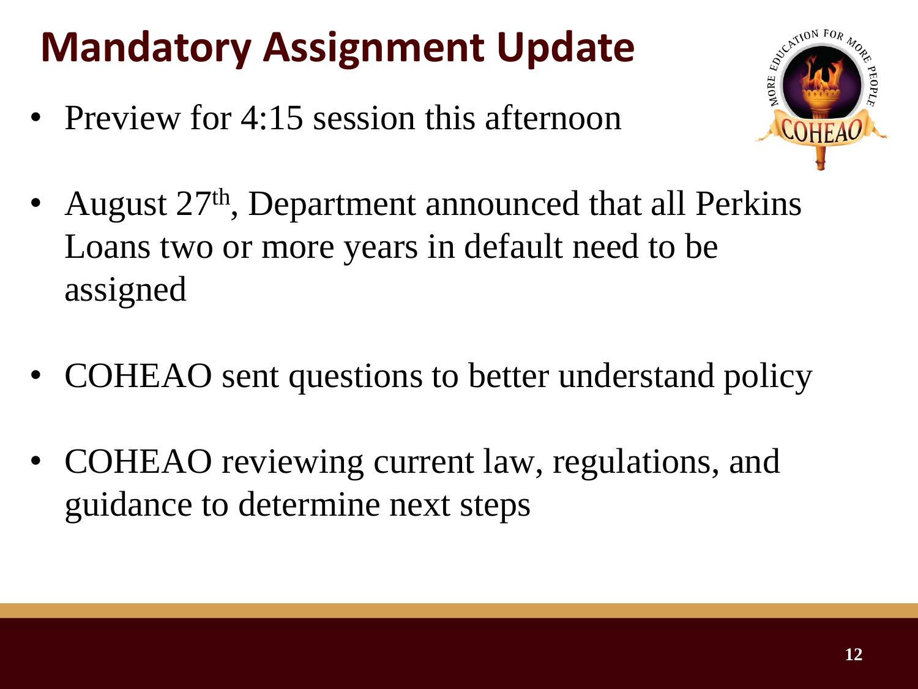# Mandatory Assignment Update

- Preview for 4:15 session this afternoon
- August 27th, Department announced that all Perkins Loans two or more years in default need to be assigned
- COHEAO sent questions to better understand policy
- COHEAO reviewing current law, regulations, and guidance to determine next steps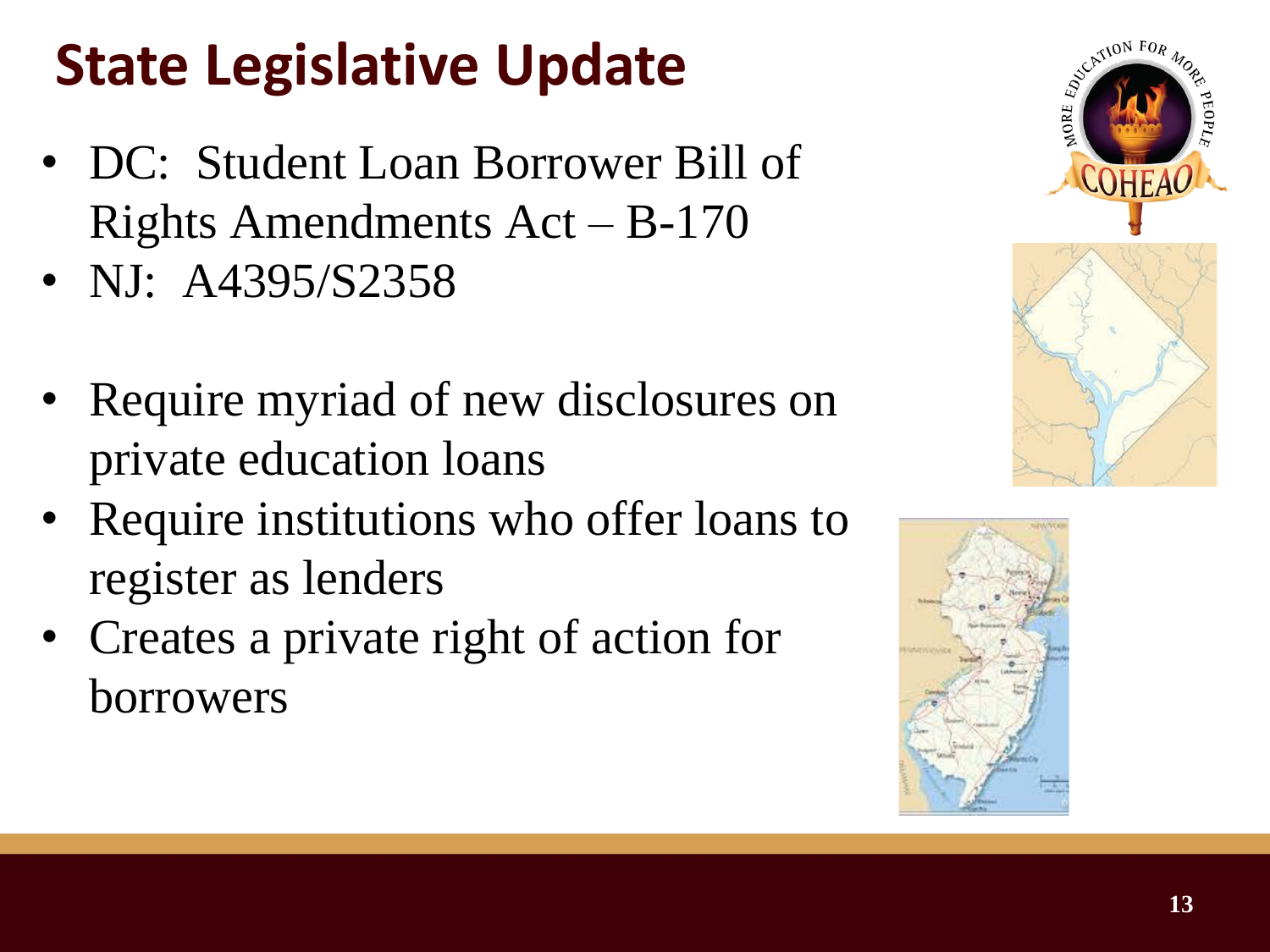# State Legislative Update

- DC: Student Loan Borrower Bill of Rights Amendments Act – B-170
- NJ: A4395/S2358

- Require myriad of new disclosures on private education loans
- Require institutions who offer loans to register as lenders
- Creates a private right of action for borrowers